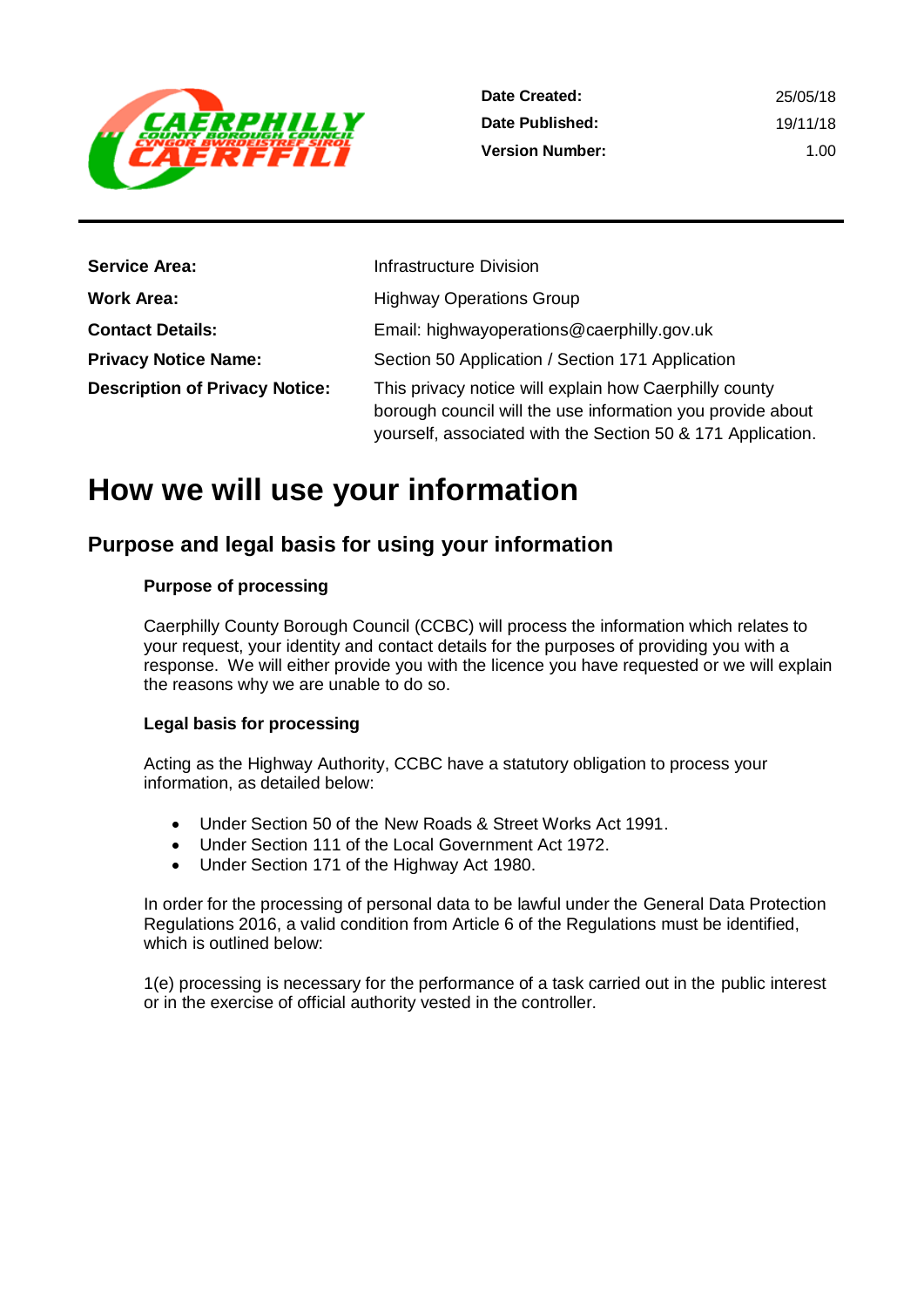| | |
|---|---|
| **Date Created:** | 25/05/18 |
| **Date Published:** | 19/11/18 |
| **Version Number:** | 1.00 |

| | |
|---|---|
| **Service Area:** | Infrastructure Division |
| **Work Area:** | Highway Operations Group |
| **Contact Details:** | Email: highwayoperations@caerphilly.gov.uk |
| **Privacy Notice Name:** | Section 50 Application / Section 171 Application |
| **Description of Privacy Notice:** | This privacy notice will explain how Caerphilly county borough council will the use information you provide about yourself, associated with the Section 50 & 171 Application. |

# How we will use your information

## Purpose and legal basis for using your information

### Purpose of processing

Caerphilly County Borough Council (CCBC) will process the information which relates to your request, your identity and contact details for the purposes of providing you with a response. We will either provide you with the licence you have requested or we will explain the reasons why we are unable to do so.

### Legal basis for processing

Acting as the Highway Authority, CCBC have a statutory obligation to process your information, as detailed below:

- Under Section 50 of the New Roads & Street Works Act 1991.
- Under Section 111 of the Local Government Act 1972.
- Under Section 171 of the Highway Act 1980.

In order for the processing of personal data to be lawful under the General Data Protection Regulations 2016, a valid condition from Article 6 of the Regulations must be identified, which is outlined below:

1(e) processing is necessary for the performance of a task carried out in the public interest or in the exercise of official authority vested in the controller.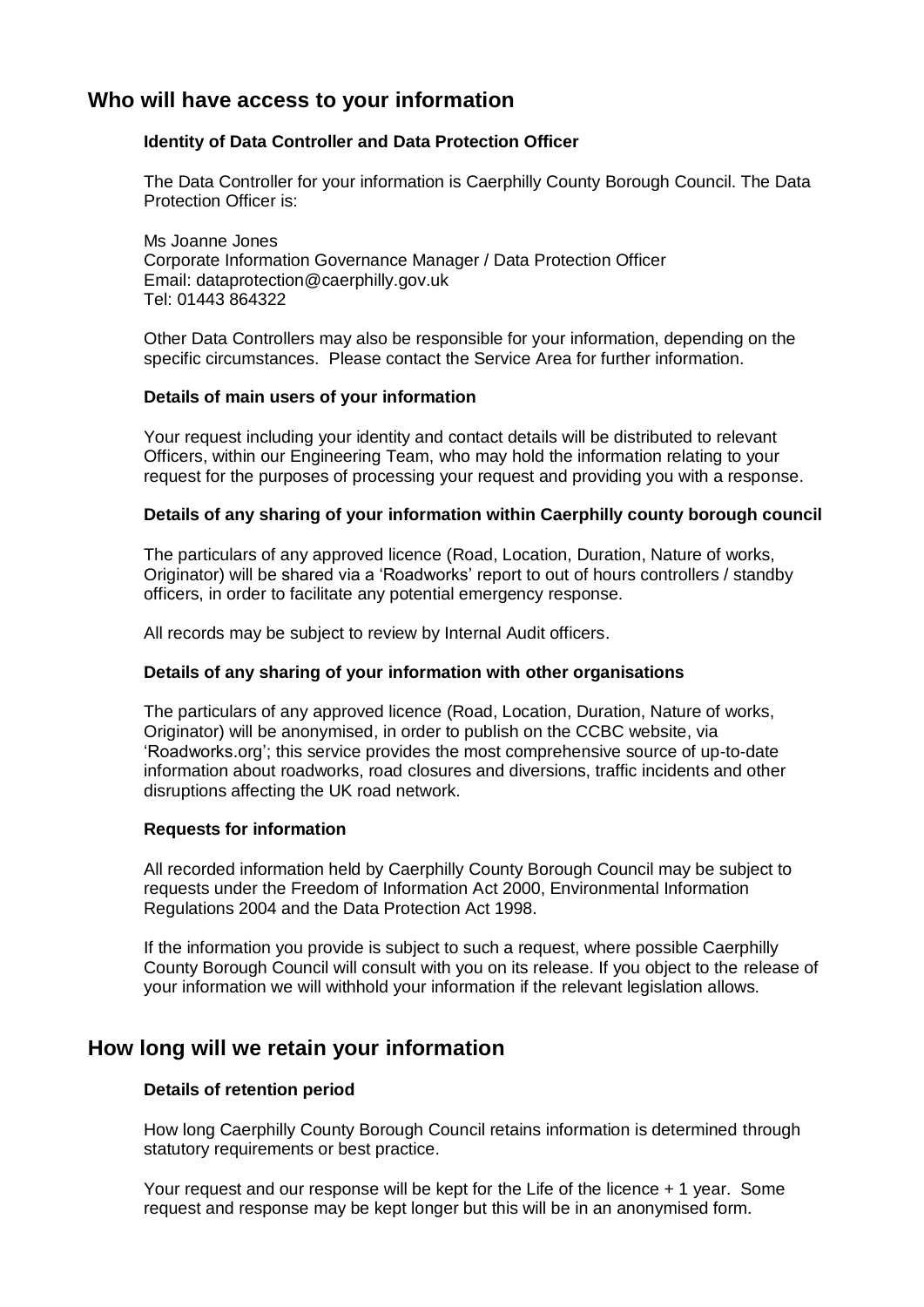## Who will have access to your information

### Identity of Data Controller and Data Protection Officer

The Data Controller for your information is Caerphilly County Borough Council. The Data Protection Officer is:

Ms Joanne Jones
Corporate Information Governance Manager / Data Protection Officer
Email: dataprotection@caerphilly.gov.uk
Tel: 01443 864322

Other Data Controllers may also be responsible for your information, depending on the specific circumstances. Please contact the Service Area for further information.

### Details of main users of your information

Your request including your identity and contact details will be distributed to relevant Officers, within our Engineering Team, who may hold the information relating to your request for the purposes of processing your request and providing you with a response.

### Details of any sharing of your information within Caerphilly county borough council

The particulars of any approved licence (Road, Location, Duration, Nature of works, Originator) will be shared via a 'Roadworks' report to out of hours controllers / standby officers, in order to facilitate any potential emergency response.

All records may be subject to review by Internal Audit officers.

### Details of any sharing of your information with other organisations

The particulars of any approved licence (Road, Location, Duration, Nature of works, Originator) will be anonymised, in order to publish on the CCBC website, via 'Roadworks.org'; this service provides the most comprehensive source of up-to-date information about roadworks, road closures and diversions, traffic incidents and other disruptions affecting the UK road network.

### Requests for information

All recorded information held by Caerphilly County Borough Council may be subject to requests under the Freedom of Information Act 2000, Environmental Information Regulations 2004 and the Data Protection Act 1998.

If the information you provide is subject to such a request, where possible Caerphilly County Borough Council will consult with you on its release. If you object to the release of your information we will withhold your information if the relevant legislation allows.

## How long will we retain your information

### Details of retention period

How long Caerphilly County Borough Council retains information is determined through statutory requirements or best practice.

Your request and our response will be kept for the Life of the licence + 1 year. Some request and response may be kept longer but this will be in an anonymised form.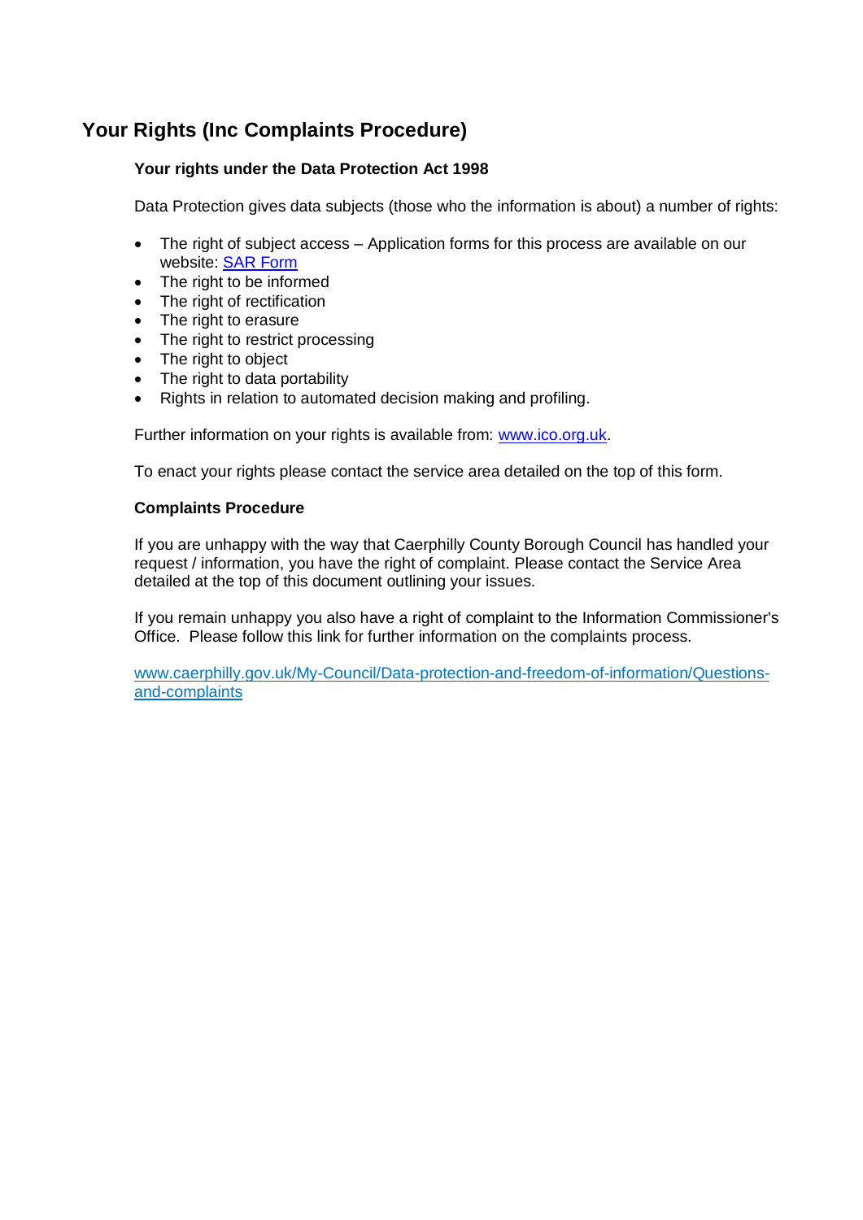## Your Rights (Inc Complaints Procedure)

### Your rights under the Data Protection Act 1998

Data Protection gives data subjects (those who the information is about) a number of rights:

- The right of subject access – Application forms for this process are available on our website: [SAR Form]
- The right to be informed
- The right of rectification
- The right to erasure
- The right to restrict processing
- The right to object
- The right to data portability
- Rights in relation to automated decision making and profiling.

Further information on your rights is available from: [www.ico.org.uk](http://www.ico.org.uk).

To enact your rights please contact the service area detailed on the top of this form.

### Complaints Procedure

If you are unhappy with the way that Caerphilly County Borough Council has handled your request / information, you have the right of complaint. Please contact the Service Area detailed at the top of this document outlining your issues.

If you remain unhappy you also have a right of complaint to the Information Commissioner's Office. Please follow this link for further information on the complaints process.

[www.caerphilly.gov.uk/My-Council/Data-protection-and-freedom-of-information/Questions-and-complaints](http://www.caerphilly.gov.uk/My-Council/Data-protection-and-freedom-of-information/Questions-and-complaints)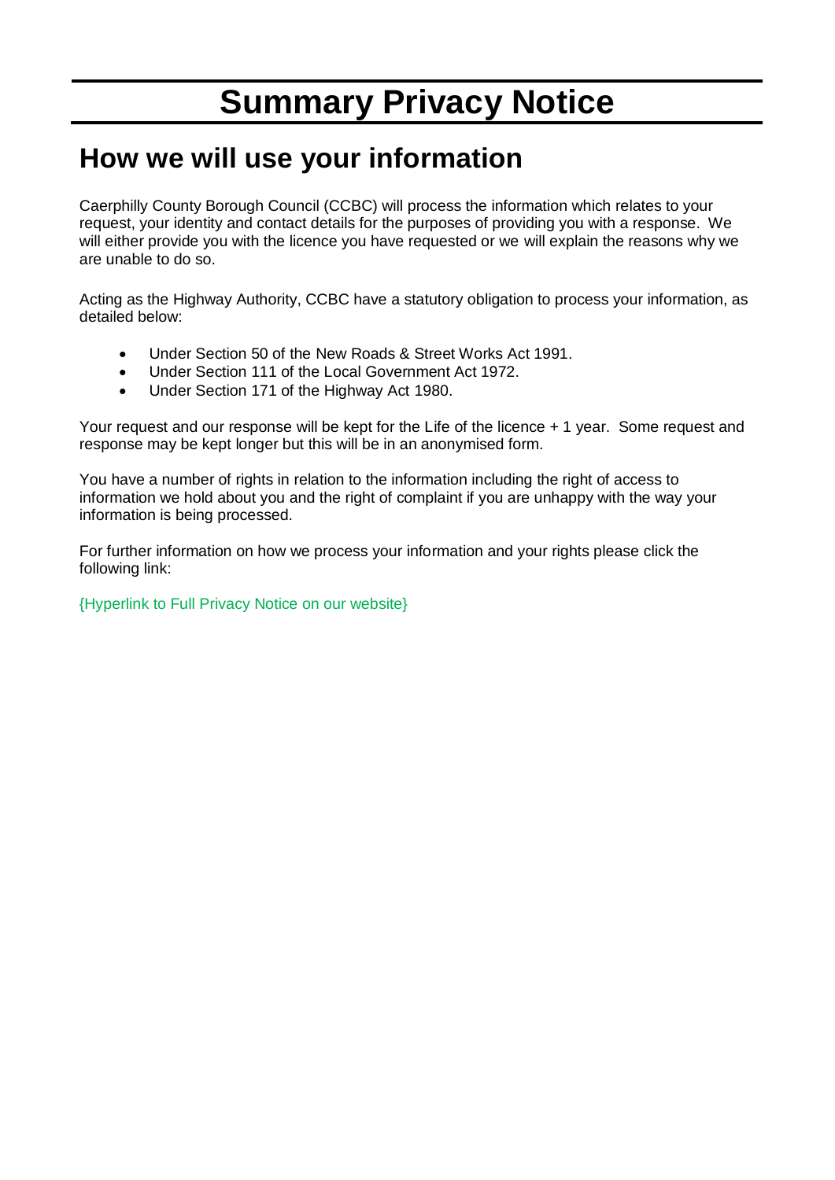# Summary Privacy Notice

## How we will use your information

Caerphilly County Borough Council (CCBC) will process the information which relates to your request, your identity and contact details for the purposes of providing you with a response. We will either provide you with the licence you have requested or we will explain the reasons why we are unable to do so.

Acting as the Highway Authority, CCBC have a statutory obligation to process your information, as detailed below:

- Under Section 50 of the New Roads & Street Works Act 1991.
- Under Section 111 of the Local Government Act 1972.
- Under Section 171 of the Highway Act 1980.

Your request and our response will be kept for the Life of the licence + 1 year. Some request and response may be kept longer but this will be in an anonymised form.

You have a number of rights in relation to the information including the right of access to information we hold about you and the right of complaint if you are unhappy with the way your information is being processed.

For further information on how we process your information and your rights please click the following link:

{Hyperlink to Full Privacy Notice on our website}